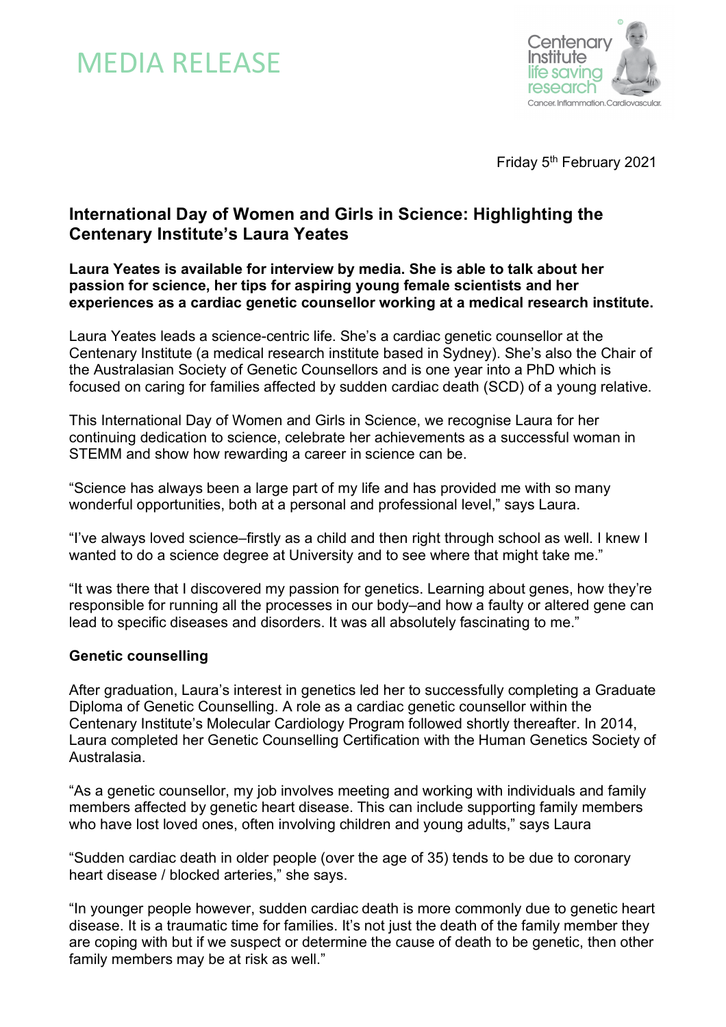# MEDIA RELEASE

Friday 5th February 2021

## International Day of Women and Girls in Science: Highlighting the Centenary Institute's Laura Yeates

**Laura Yeates is available for interview by media. She is able to talk about her passion for science, her tips for aspiring young female scientists and her experiences as a cardiac genetic counsellor working at a medical research institute.**

Laura Yeates leads a science-centric life. She's a cardiac genetic counsellor at the Centenary Institute (a medical research institute based in Sydney). She's also the Chair of the Australasian Society of Genetic Counsellors and is one year into a PhD which is focused on caring for families affected by sudden cardiac death (SCD) of a young relative.

This International Day of Women and Girls in Science, we recognise Laura for her continuing dedication to science, celebrate her achievements as a successful woman in STEMM and show how rewarding a career in science can be.

"Science has always been a large part of my life and has provided me with so many wonderful opportunities, both at a personal and professional level," says Laura.

"I've always loved science–firstly as a child and then right through school as well. I knew I wanted to do a science degree at University and to see where that might take me."

"It was there that I discovered my passion for genetics. Learning about genes, how they're responsible for running all the processes in our body–and how a faulty or altered gene can lead to specific diseases and disorders. It was all absolutely fascinating to me."

### Genetic counselling

After graduation, Laura's interest in genetics led her to successfully completing a Graduate Diploma of Genetic Counselling. A role as a cardiac genetic counsellor within the Centenary Institute's Molecular Cardiology Program followed shortly thereafter. In 2014, Laura completed her Genetic Counselling Certification with the Human Genetics Society of Australasia.

"As a genetic counsellor, my job involves meeting and working with individuals and family members affected by genetic heart disease. This can include supporting family members who have lost loved ones, often involving children and young adults," says Laura

"Sudden cardiac death in older people (over the age of 35) tends to be due to coronary heart disease / blocked arteries," she says.

"In younger people however, sudden cardiac death is more commonly due to genetic heart disease. It is a traumatic time for families. It's not just the death of the family member they are coping with but if we suspect or determine the cause of death to be genetic, then other family members may be at risk as well."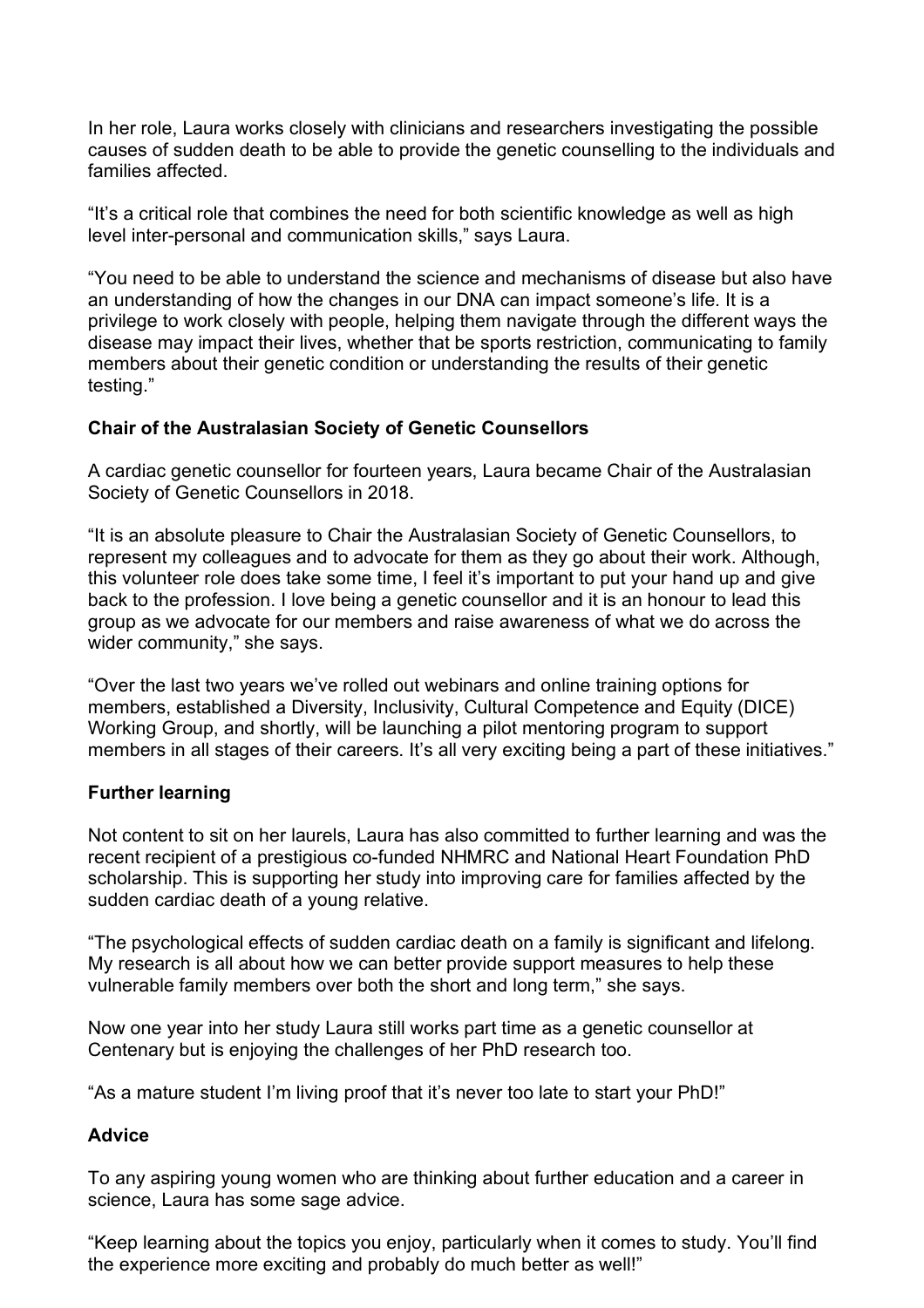In her role, Laura works closely with clinicians and researchers investigating the possible causes of sudden death to be able to provide the genetic counselling to the individuals and families affected.

"It's a critical role that combines the need for both scientific knowledge as well as high level inter-personal and communication skills," says Laura.

"You need to be able to understand the science and mechanisms of disease but also have an understanding of how the changes in our DNA can impact someone's life. It is a privilege to work closely with people, helping them navigate through the different ways the disease may impact their lives, whether that be sports restriction, communicating to family members about their genetic condition or understanding the results of their genetic testing."

**Chair of the Australasian Society of Genetic Counsellors**

A cardiac genetic counsellor for fourteen years, Laura became Chair of the Australasian Society of Genetic Counsellors in 2018.

"It is an absolute pleasure to Chair the Australasian Society of Genetic Counsellors, to represent my colleagues and to advocate for them as they go about their work. Although, this volunteer role does take some time, I feel it's important to put your hand up and give back to the profession. I love being a genetic counsellor and it is an honour to lead this group as we advocate for our members and raise awareness of what we do across the wider community," she says.

"Over the last two years we've rolled out webinars and online training options for members, established a Diversity, Inclusivity, Cultural Competence and Equity (DICE) Working Group, and shortly, will be launching a pilot mentoring program to support members in all stages of their careers. It's all very exciting being a part of these initiatives."

**Further learning**

Not content to sit on her laurels, Laura has also committed to further learning and was the recent recipient of a prestigious co-funded NHMRC and National Heart Foundation PhD scholarship. This is supporting her study into improving care for families affected by the sudden cardiac death of a young relative.

"The psychological effects of sudden cardiac death on a family is significant and lifelong. My research is all about how we can better provide support measures to help these vulnerable family members over both the short and long term," she says.

Now one year into her study Laura still works part time as a genetic counsellor at Centenary but is enjoying the challenges of her PhD research too.

"As a mature student I'm living proof that it's never too late to start your PhD!"

**Advice**

To any aspiring young women who are thinking about further education and a career in science, Laura has some sage advice.

"Keep learning about the topics you enjoy, particularly when it comes to study. You'll find the experience more exciting and probably do much better as well!"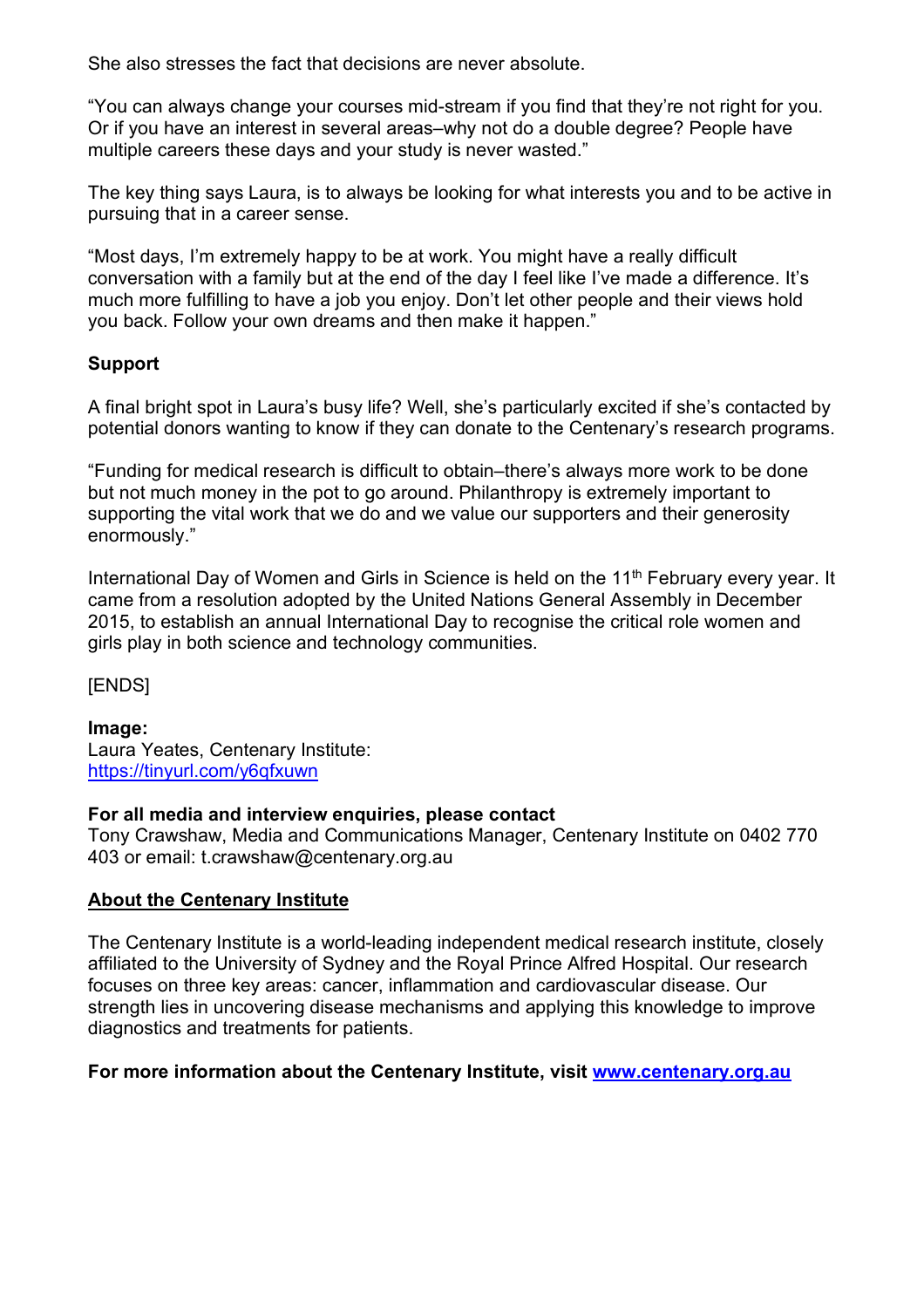She also stresses the fact that decisions are never absolute.

"You can always change your courses mid-stream if you find that they're not right for you. Or if you have an interest in several areas–why not do a double degree? People have multiple careers these days and your study is never wasted."

The key thing says Laura, is to always be looking for what interests you and to be active in pursuing that in a career sense.

"Most days, I'm extremely happy to be at work. You might have a really difficult conversation with a family but at the end of the day I feel like I've made a difference. It's much more fulfilling to have a job you enjoy. Don't let other people and their views hold you back. Follow your own dreams and then make it happen."

**Support**

A final bright spot in Laura's busy life? Well, she's particularly excited if she's contacted by potential donors wanting to know if they can donate to the Centenary's research programs.

"Funding for medical research is difficult to obtain–there's always more work to be done but not much money in the pot to go around. Philanthropy is extremely important to supporting the vital work that we do and we value our supporters and their generosity enormously."

International Day of Women and Girls in Science is held on the 11th February every year. It came from a resolution adopted by the United Nations General Assembly in December 2015, to establish an annual International Day to recognise the critical role women and girls play in both science and technology communities.

[ENDS]

**Image:**
Laura Yeates, Centenary Institute:
https://tinyurl.com/y6qfxuwn

**For all media and interview enquiries, please contact**
Tony Crawshaw, Media and Communications Manager, Centenary Institute on 0402 770 403 or email: t.crawshaw@centenary.org.au

**About the Centenary Institute**

The Centenary Institute is a world-leading independent medical research institute, closely affiliated to the University of Sydney and the Royal Prince Alfred Hospital. Our research focuses on three key areas: cancer, inflammation and cardiovascular disease. Our strength lies in uncovering disease mechanisms and applying this knowledge to improve diagnostics and treatments for patients.

**For more information about the Centenary Institute, visit www.centenary.org.au**